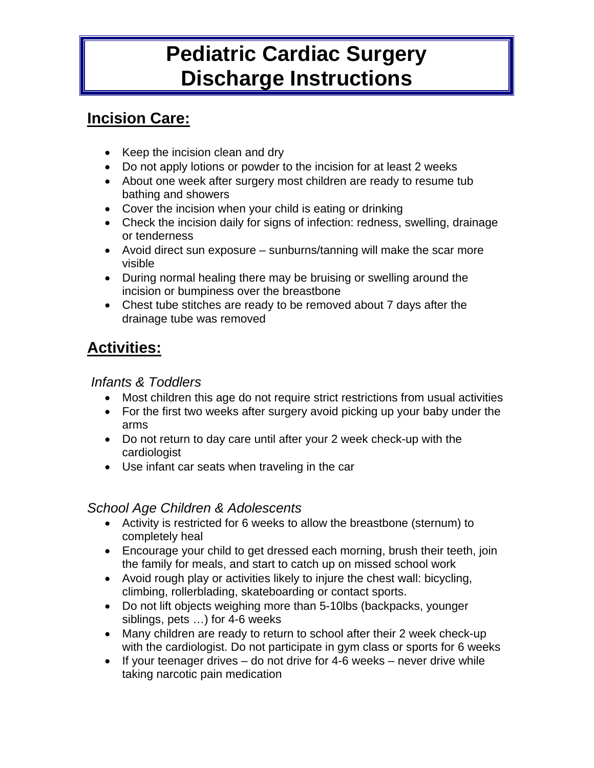# Pediatric Cardiac Surgery Discharge Instructions

## Incision Care:

- Keep the incision clean and dry
- Do not apply lotions or powder to the incision for at least 2 weeks
- About one week after surgery most children are ready to resume tub bathing and showers
- Cover the incision when your child is eating or drinking
- Check the incision daily for signs of infection: redness, swelling, drainage or tenderness
- Avoid direct sun exposure – sunburns/tanning will make the scar more visible
- During normal healing there may be bruising or swelling around the incision or bumpiness over the breastbone
- Chest tube stitches are ready to be removed about 7 days after the drainage tube was removed

## Activities:

*Infants & Toddlers*

- Most children this age do not require strict restrictions from usual activities
- For the first two weeks after surgery avoid picking up your baby under the arms
- Do not return to day care until after your 2 week check-up with the cardiologist
- Use infant car seats when traveling in the car

*School Age Children & Adolescents*

- Activity is restricted for 6 weeks to allow the breastbone (sternum) to completely heal
- Encourage your child to get dressed each morning, brush their teeth, join the family for meals, and start to catch up on missed school work
- Avoid rough play or activities likely to injure the chest wall: bicycling, climbing, rollerblading, skateboarding or contact sports.
- Do not lift objects weighing more than 5-10lbs (backpacks, younger siblings, pets …) for 4-6 weeks
- Many children are ready to return to school after their 2 week check-up with the cardiologist. Do not participate in gym class or sports for 6 weeks
- If your teenager drives – do not drive for 4-6 weeks – never drive while taking narcotic pain medication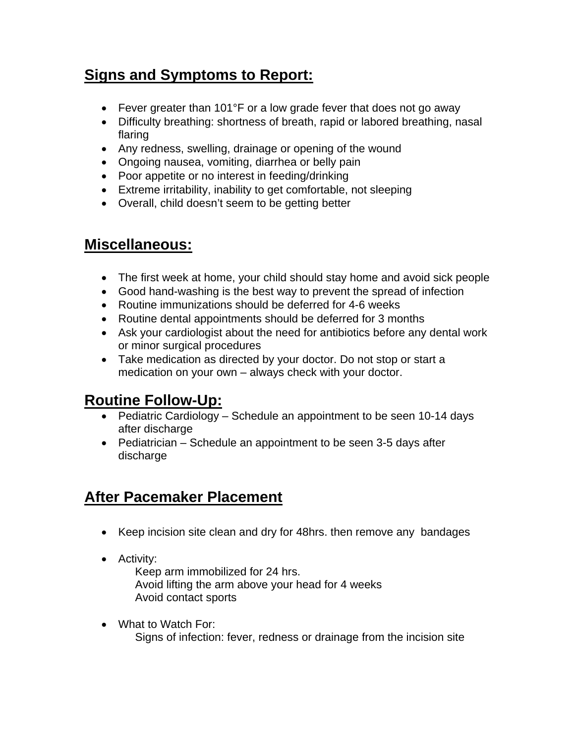## Signs and Symptoms to Report:

- Fever greater than 101°F or a low grade fever that does not go away
- Difficulty breathing: shortness of breath, rapid or labored breathing, nasal flaring
- Any redness, swelling, drainage or opening of the wound
- Ongoing nausea, vomiting, diarrhea or belly pain
- Poor appetite or no interest in feeding/drinking
- Extreme irritability, inability to get comfortable, not sleeping
- Overall, child doesn't seem to be getting better

## Miscellaneous:

- The first week at home, your child should stay home and avoid sick people
- Good hand-washing is the best way to prevent the spread of infection
- Routine immunizations should be deferred for 4-6 weeks
- Routine dental appointments should be deferred for 3 months
- Ask your cardiologist about the need for antibiotics before any dental work or minor surgical procedures
- Take medication as directed by your doctor. Do not stop or start a medication on your own – always check with your doctor.

## Routine Follow-Up:

- Pediatric Cardiology – Schedule an appointment to be seen 10-14 days after discharge
- Pediatrician – Schedule an appointment to be seen 3-5 days after discharge

## After Pacemaker Placement

- Keep incision site clean and dry for 48hrs. then remove any bandages

- Activity:
  Keep arm immobilized for 24 hrs.
  Avoid lifting the arm above your head for 4 weeks
  Avoid contact sports

- What to Watch For:
  Signs of infection: fever, redness or drainage from the incision site